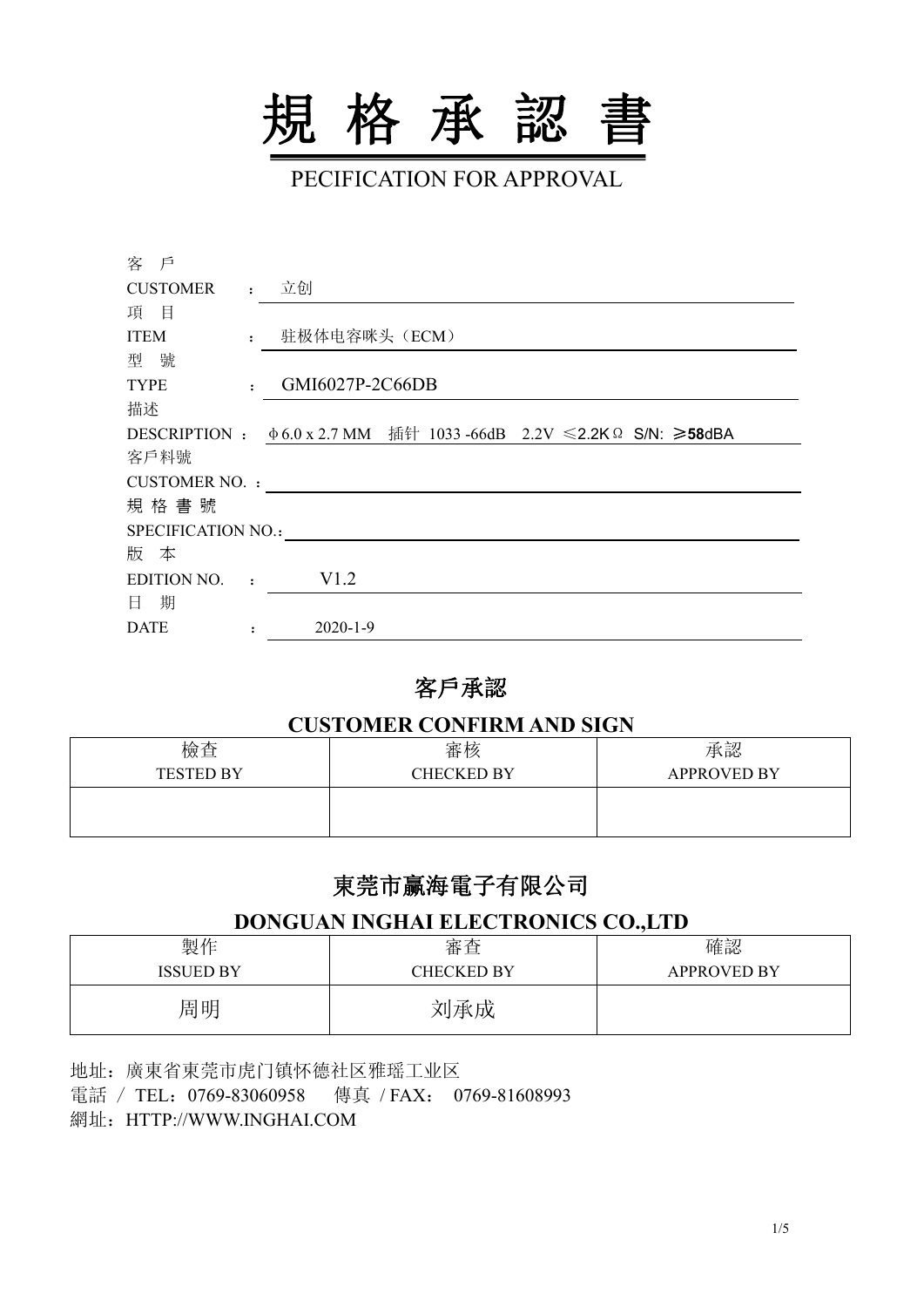# 規 格 承 認 書

PECIFICATION FOR APPROVAL

客 戶
CUSTOMER ： 立创

項 目
ITEM ： 驻极体电容咪头（ECM）

型 號
TYPE ： GMI6027P-2C66DB

描述
DESCRIPTION ： φ6.0 x 2.7 MM 插针 1033 -66dB 2.2V ≤2.2KΩ S/N: ≥**58**dBA

客戶料號
CUSTOMER NO. ：

規 格 書 號
SPECIFICATION NO.：

版 本
EDITION NO. ： V1.2

日 期
DATE ： 2020-1-9

## 客戶承認

## CUSTOMER CONFIRM AND SIGN

| 檢查<br>TESTED BY | 審核<br>CHECKED BY | 承認<br>APPROVED BY |
|---|---|---|
| | | |

## 東莞市贏海電子有限公司

## DONGUAN INGHAI ELECTRONICS CO.,LTD

| 製作<br>ISSUED BY | 審查<br>CHECKED BY | 確認<br>APPROVED BY |
|---|---|---|
| 周明 | 刘承成 | |

地址：廣東省東莞市虎门镇怀德社区雅瑶工业区
電話 / TEL：0769-83060958 傳真 / FAX： 0769-81608993
網址：HTTP://WWW.INGHAI.COM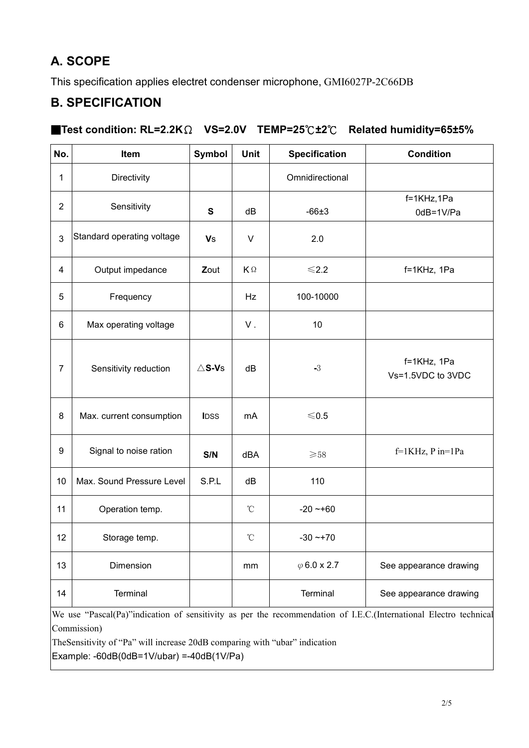## A. SCOPE

This specification applies electret condenser microphone, GMI6027P-2C66DB

## B. SPECIFICATION

### ■Test condition: RL=2.2KΩ VS=2.0V TEMP=25℃±2℃ Related humidity=65±5%

| No. | Item | Symbol | Unit | Specification | Condition |
|---|---|---|---|---|---|
| 1 | Directivity | | | Omnidirectional | |
| 2 | Sensitivity | **S** | dB | -66±3 | f=1KHz,1Pa 0dB=1V/Pa |
| 3 | Standard operating voltage | **V**s | V | 2.0 | |
| 4 | Output impedance | **Z**out | KΩ | ≤2.2 | f=1KHz, 1Pa |
| 5 | Frequency | | Hz | 100-10000 | |
| 6 | Max operating voltage | | V . | 10 | |
| 7 | Sensitivity reduction | △**S-V**s | dB | **-**3 | f=1KHz, 1Pa Vs=1.5VDC to 3VDC |
| 8 | Max. current consumption | **I**DSS | mA | ≤0.5 | |
| 9 | Signal to noise ration | **S/N** | dBA | ≥58 | f=1KHz, P in=1Pa |
| 10 | Max. Sound Pressure Level | S.P.L | dB | 110 | |
| 11 | Operation temp. | | ℃ | -20 ~+60 | |
| 12 | Storage temp. | | ℃ | -30 ~+70 | |
| 13 | Dimension | | mm | φ6.0 x 2.7 | See appearance drawing |
| 14 | Terminal | | | Terminal | See appearance drawing |

We use "Pascal(Pa)"indication of sensitivity as per the recommendation of I.E.C.(International Electro technical Commission)

TheSensitivity of "Pa" will increase 20dB comparing with "ubar" indication

Example: -60dB(0dB=1V/ubar) =-40dB(1V/Pa)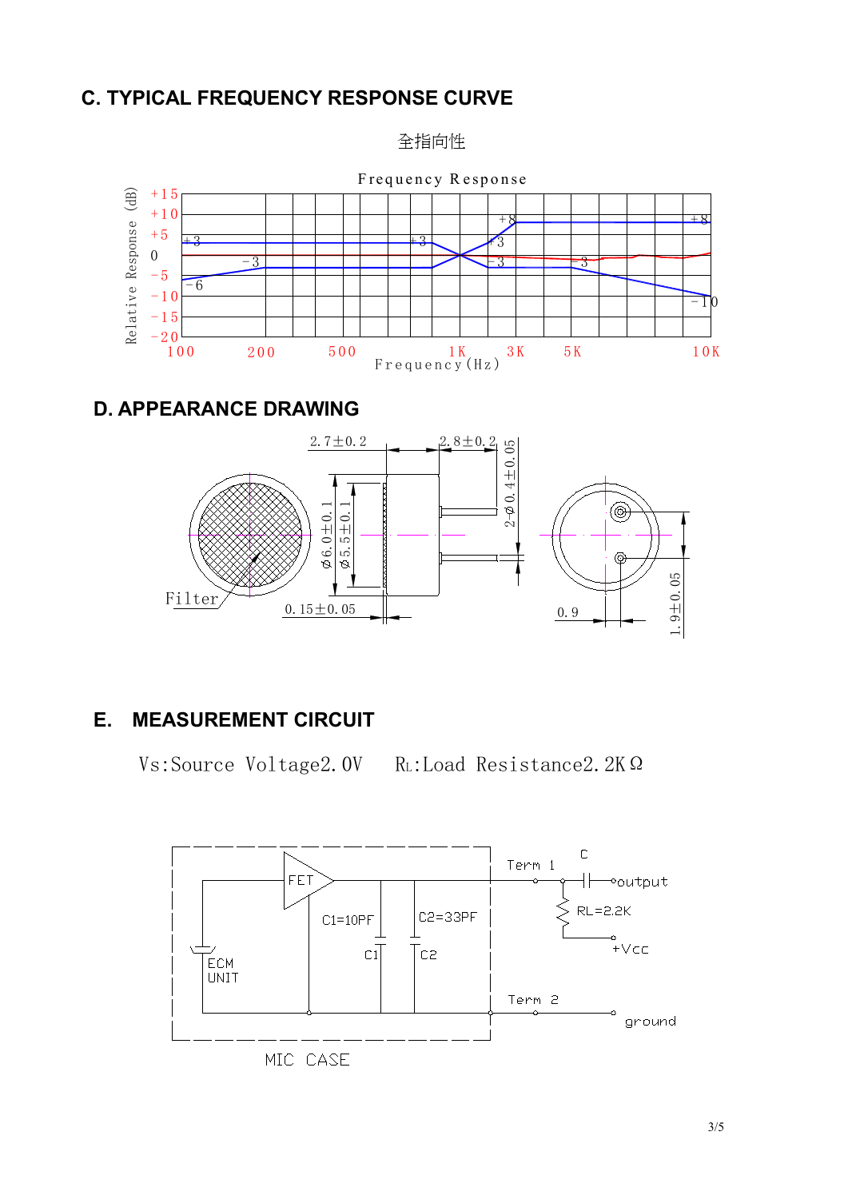## C. TYPICAL FREQUENCY RESPONSE CURVE

全指向性

Frequency Response

Relative Response (dB)

+15
+10
+5
0
-5
-10
-15
-20

+3, -3, -6, +3, +8, +3, -3, -3, +8, -10

100 200 500 1K 3K 5K 10K

Frequency(Hz)

## D. APPEARANCE DRAWING

2.7±0.2  2.8±0.2  2-ϕ0.4±0.05

ϕ6.0±0.1  ϕ5.5±0.1

Filter

0.15±0.05

0.9

1.9±0.05

## E. MEASUREMENT CIRCUIT

Vs:Source Voltage2.0V     $R_L$:Load Resistance2.2KΩ

FET
C1=10PF
C2=33PF
C1
C2
ECM UNIT
MIC CASE
Term 1
Term 2
C
output
RL=2.2K
+Vcc
ground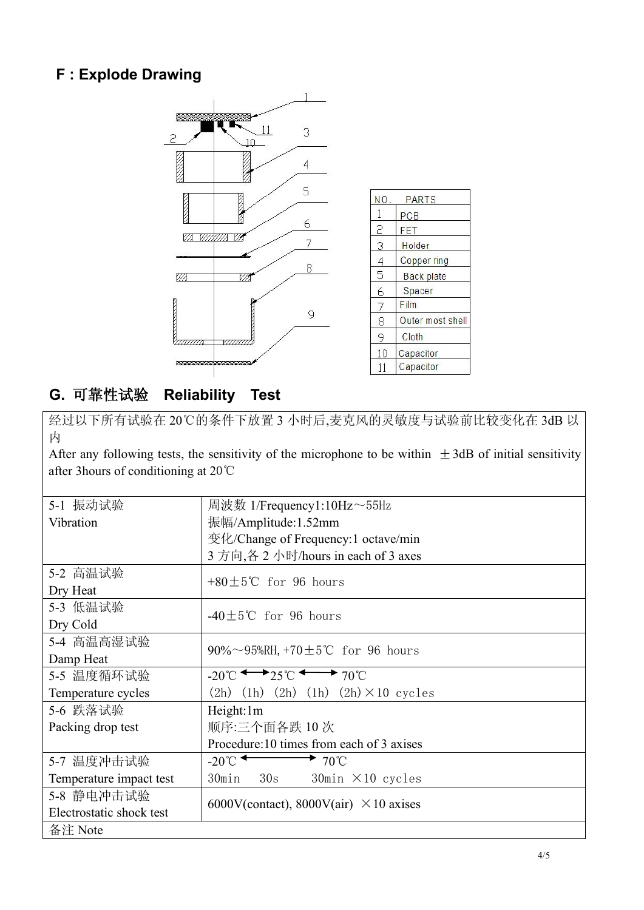## F：Explode Drawing

| NO. | PARTS |
| --- | --- |
| 1 | PCB |
| 2 | FET |
| 3 | Holder |
| 4 | Copper ring |
| 5 | Back plate |
| 6 | Spacer |
| 7 | Film |
| 8 | Outer most shell |
| 9 | Cloth |
| 10 | Capacitor |
| 11 | Capacitor |

## G. 可靠性试验 Reliability Test

经过以下所有试验在 20℃的条件下放置 3 小时后,麦克风的灵敏度与试验前比较变化在 3dB 以内

After any following tests, the sensitivity of the microphone to be within ±3dB of initial sensitivity after 3hours of conditioning at 20℃

| | |
| --- | --- |
| 5-1 振动试验<br>Vibration | 周波数 1/Frequency1:10Hz～55Hz<br>振幅/Amplitude:1.52mm<br>变化/Change of Frequency:1 octave/min<br>3 方向,各 2 小时/hours in each of 3 axes |
| 5-2 高温试验<br>Dry Heat | +80±5℃ for 96 hours |
| 5-3 低温试验<br>Dry Cold | -40±5℃ for 96 hours |
| 5-4 高温高湿试验<br>Damp Heat | 90%～95%RH, +70±5℃ for 96 hours |
| 5-5 温度循环试验<br>Temperature cycles | -20℃ ⟷ 25℃ ⟷ 70℃<br>(2h) (1h) (2h) (1h) (2h)×10 cycles |
| 5-6 跌落试验<br>Packing drop test | Height:1m<br>顺序:三个面各跌 10 次<br>Procedure:10 times from each of 3 axises |
| 5-7 温度冲击试验<br>Temperature impact test | -20℃ ⟷ 70℃<br>30min 30s 30min ×10 cycles |
| 5-8 静电冲击试验<br>Electrostatic shock test | 6000V(contact), 8000V(air) ×10 axises |
| 备注 Note | |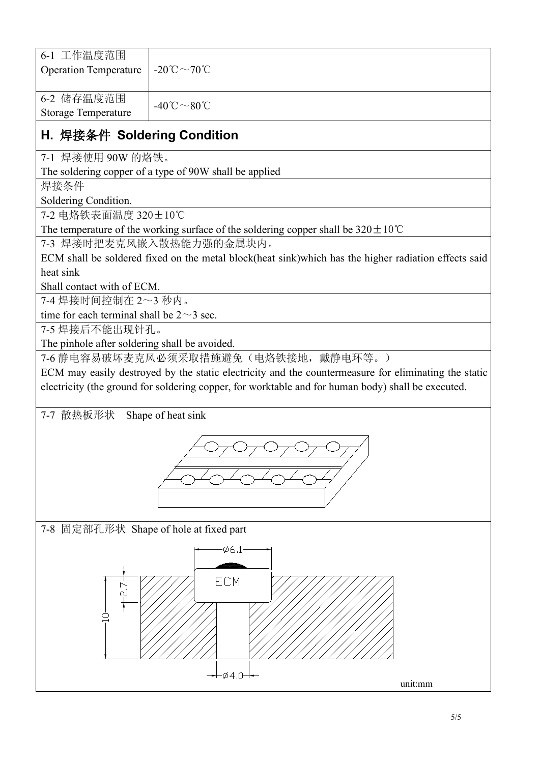| | |
|---|---|
| 6-1 工作温度范围<br>Operation Temperature | -20℃～70℃ |
| 6-2 储存温度范围<br>Storage Temperature | -40℃～80℃ |

## H. 焊接条件 Soldering Condition

7-1 焊接使用 90W 的烙铁。
The soldering copper of a type of 90W shall be applied

焊接条件
Soldering Condition.

7-2 电烙铁表面温度 320±10℃
The temperature of the working surface of the soldering copper shall be 320±10℃

7-3 焊接时把麦克风嵌入散热能力强的金属块内。
ECM shall be soldered fixed on the metal block(heat sink)which has the higher radiation effects said heat sink
Shall contact with of ECM.

7-4 焊接时间控制在 2～3 秒内。
time for each terminal shall be 2～3 sec.

7-5 焊接后不能出现针孔。
The pinhole after soldering shall be avoided.

7-6 静电容易破坏麦克风必须采取措施避免（电烙铁接地，戴静电环等。）
ECM may easily destroyed by the static electricity and the countermeasure for eliminating the static electricity (the ground for soldering copper, for worktable and for human body) shall be executed.

7-7 散热板形状 Shape of heat sink

7-8 固定部孔形状 Shape of hole at fixed part

Ø6.1
ECM
2.7
10
Ø4.0
unit:mm